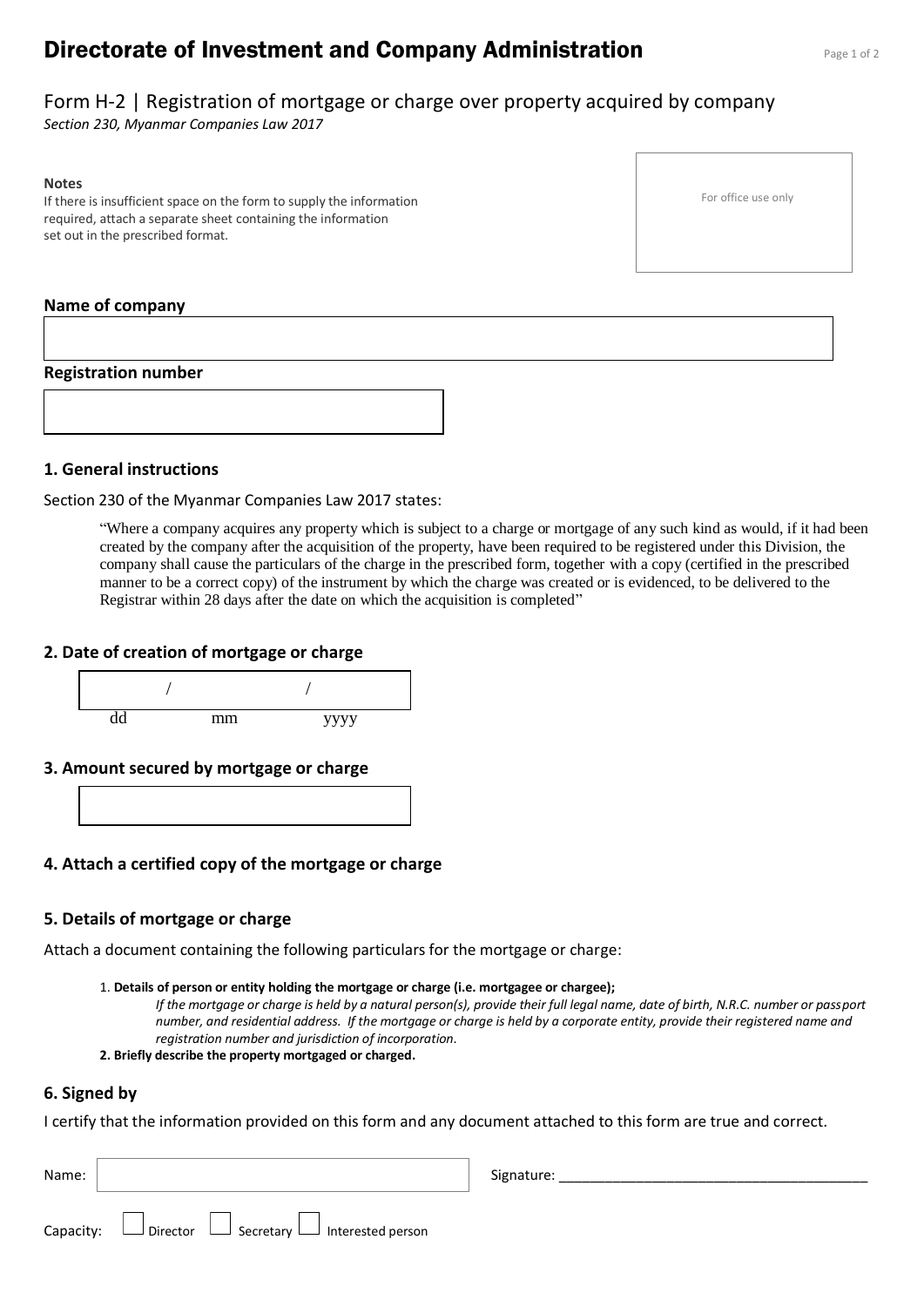# Directorate of Investment and Company Administration

## Form H-2 | Registration of mortgage or charge over property acquired by company

*Section 230, Myanmar Companies Law 2017*

**Notes**

If there is insufficient space on the form to supply the information required, attach a separate sheet containing the information set out in the prescribed format.

For office use only

**Name of company**

**Registration number**

### 1. General instructions

Section 230 of the Myanmar Companies Law 2017 states:

> "Where a company acquires any property which is subject to a charge or mortgage of any such kind as would, if it had been created by the company after the acquisition of the property, have been required to be registered under this Division, the company shall cause the particulars of the charge in the prescribed form, together with a copy (certified in the prescribed manner to be a correct copy) of the instrument by which the charge was created or is evidenced, to be delivered to the Registrar within 28 days after the date on which the acquisition is completed"

### 2. Date of creation of mortgage or charge

/ /

dd mm yyyy

### 3. Amount secured by mortgage or charge

### 4. Attach a certified copy of the mortgage or charge

### 5. Details of mortgage or charge

Attach a document containing the following particulars for the mortgage or charge:

1. **Details of person or entity holding the mortgage or charge (i.e. mortgagee or chargee);**
   *If the mortgage or charge is held by a natural person(s), provide their full legal name, date of birth, N.R.C. number or passport number, and residential address. If the mortgage or charge is held by a corporate entity, provide their registered name and registration number and jurisdiction of incorporation.*
2. **Briefly describe the property mortgaged or charged.**

### 6. Signed by

I certify that the information provided on this form and any document attached to this form are true and correct.

Name: Signature: ______________________________________

Capacity: ☐ Director ☐ Secretary ☐ Interested person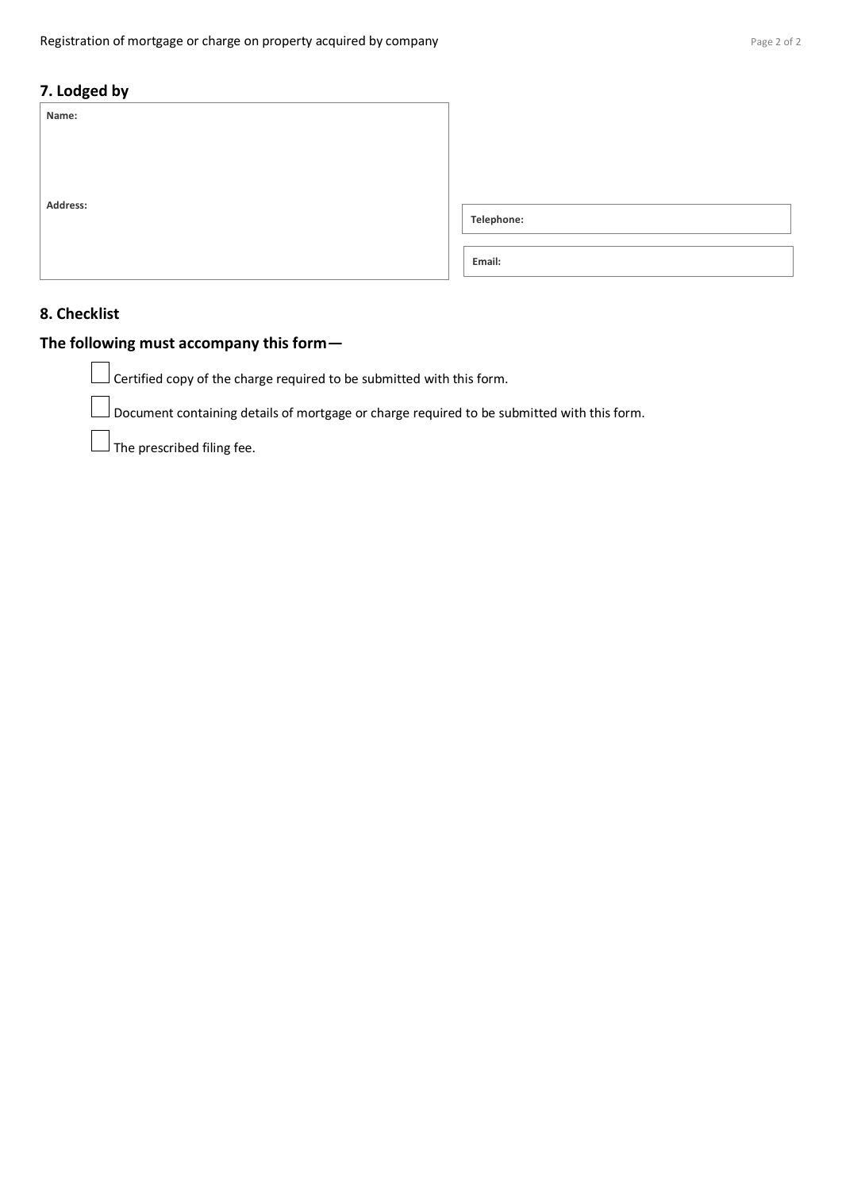## 7. Lodged by

**Name:**

**Address:**

**Telephone:**

**Email:**

## 8. Checklist

### The following must accompany this form—

- ☐ Certified copy of the charge required to be submitted with this form.
- ☐ Document containing details of mortgage or charge required to be submitted with this form.
- ☐ The prescribed filing fee.